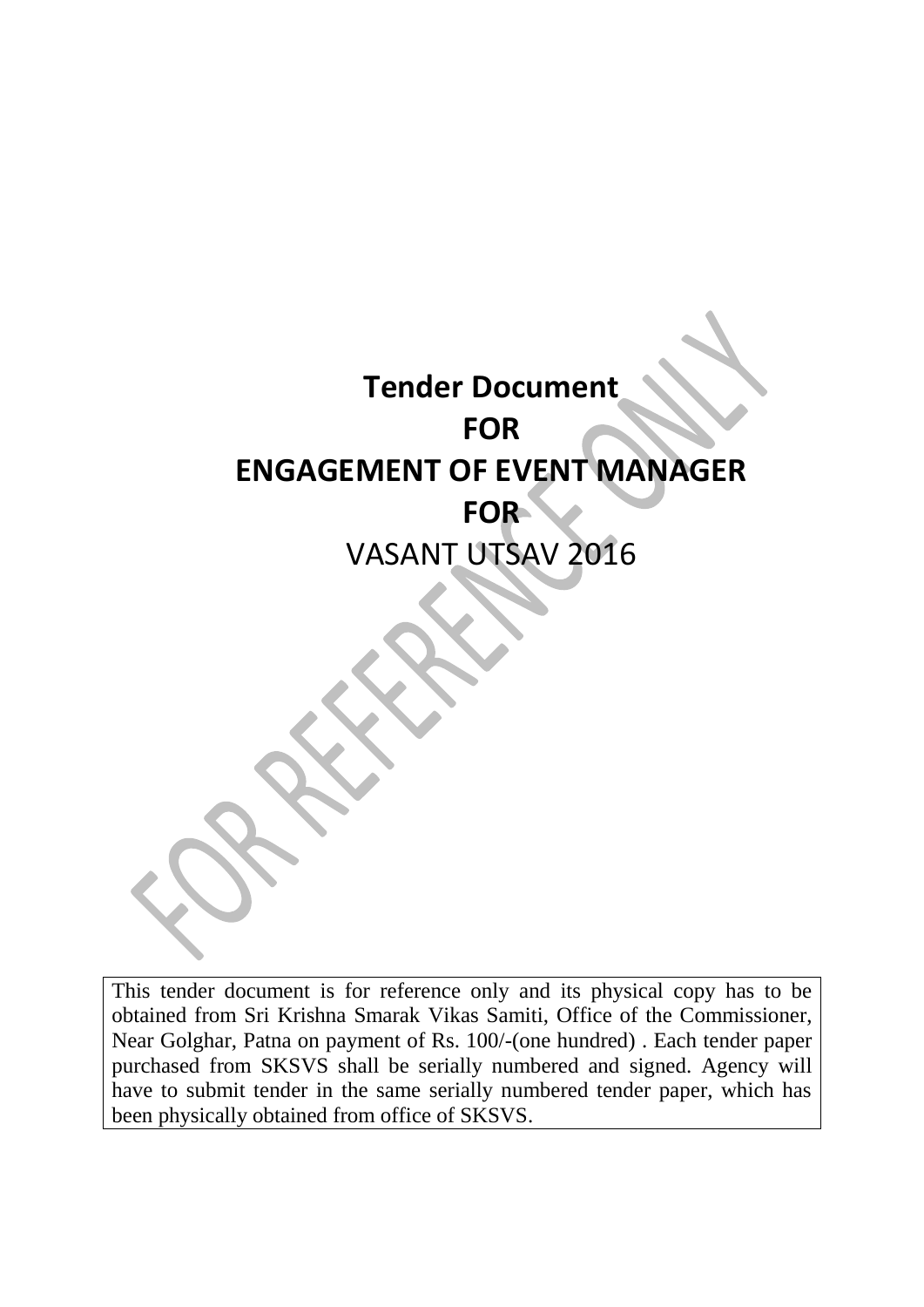# Tender Document
# FOR
# ENGAGEMENT OF EVENT MANAGER
# FOR
## VASANT UTSAV 2016

This tender document is for reference only and its physical copy has to be obtained from Sri Krishna Smarak Vikas Samiti, Office of the Commissioner, Near Golghar, Patna on payment of Rs. 100/-(one hundred) . Each tender paper purchased from SKSVS shall be serially numbered and signed. Agency will have to submit tender in the same serially numbered tender paper, which has been physically obtained from office of SKSVS.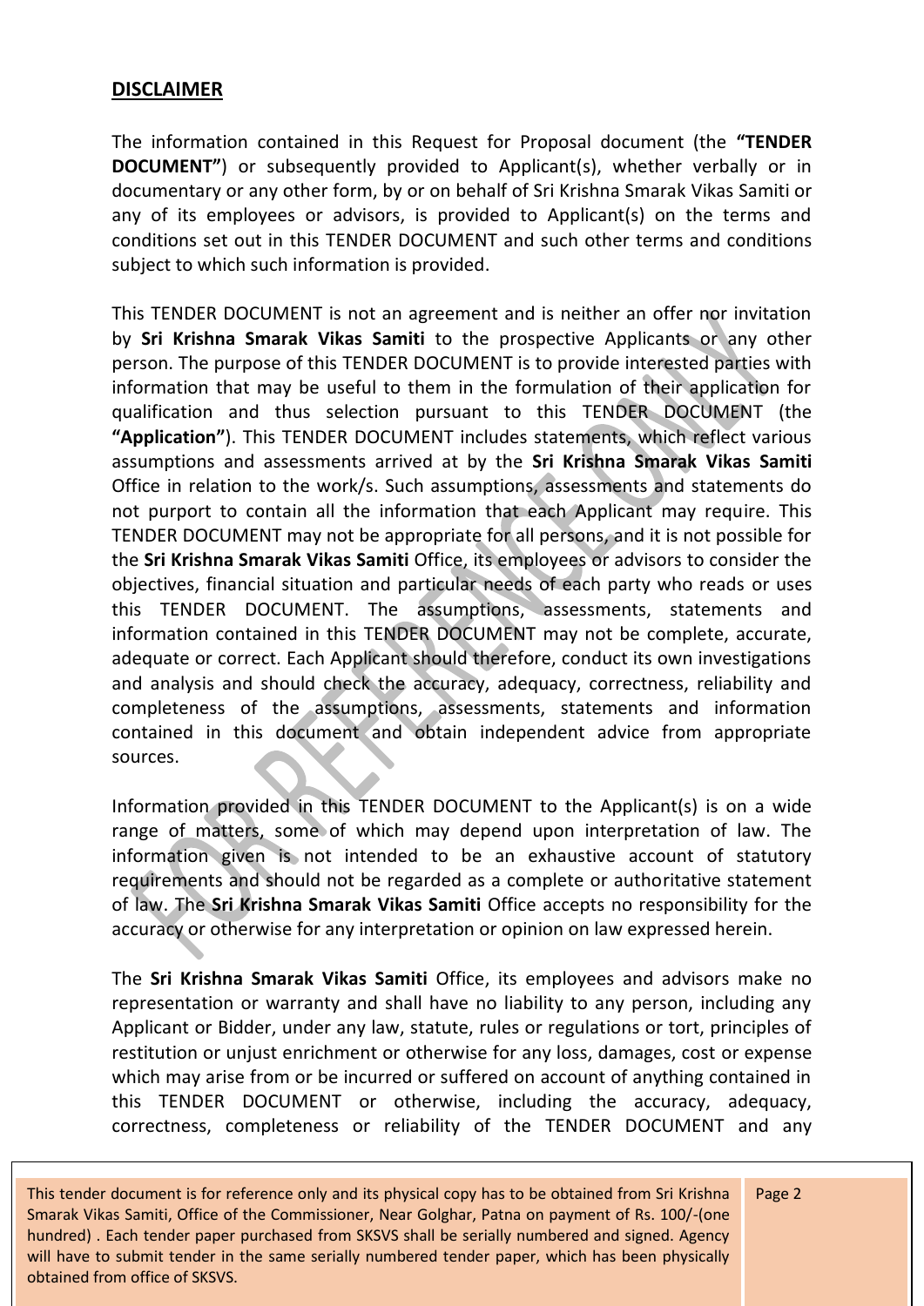## DISCLAIMER

The information contained in this Request for Proposal document (the **"TENDER DOCUMENT"**) or subsequently provided to Applicant(s), whether verbally or in documentary or any other form, by or on behalf of Sri Krishna Smarak Vikas Samiti or any of its employees or advisors, is provided to Applicant(s) on the terms and conditions set out in this TENDER DOCUMENT and such other terms and conditions subject to which such information is provided.

This TENDER DOCUMENT is not an agreement and is neither an offer nor invitation by **Sri Krishna Smarak Vikas Samiti** to the prospective Applicants or any other person. The purpose of this TENDER DOCUMENT is to provide interested parties with information that may be useful to them in the formulation of their application for qualification and thus selection pursuant to this TENDER DOCUMENT (the **"Application"**). This TENDER DOCUMENT includes statements, which reflect various assumptions and assessments arrived at by the **Sri Krishna Smarak Vikas Samiti** Office in relation to the work/s. Such assumptions, assessments and statements do not purport to contain all the information that each Applicant may require. This TENDER DOCUMENT may not be appropriate for all persons, and it is not possible for the **Sri Krishna Smarak Vikas Samiti** Office, its employees or advisors to consider the objectives, financial situation and particular needs of each party who reads or uses this TENDER DOCUMENT. The assumptions, assessments, statements and information contained in this TENDER DOCUMENT may not be complete, accurate, adequate or correct. Each Applicant should therefore, conduct its own investigations and analysis and should check the accuracy, adequacy, correctness, reliability and completeness of the assumptions, assessments, statements and information contained in this document and obtain independent advice from appropriate sources.

Information provided in this TENDER DOCUMENT to the Applicant(s) is on a wide range of matters, some of which may depend upon interpretation of law. The information given is not intended to be an exhaustive account of statutory requirements and should not be regarded as a complete or authoritative statement of law. The **Sri Krishna Smarak Vikas Samiti** Office accepts no responsibility for the accuracy or otherwise for any interpretation or opinion on law expressed herein.

The **Sri Krishna Smarak Vikas Samiti** Office, its employees and advisors make no representation or warranty and shall have no liability to any person, including any Applicant or Bidder, under any law, statute, rules or regulations or tort, principles of restitution or unjust enrichment or otherwise for any loss, damages, cost or expense which may arise from or be incurred or suffered on account of anything contained in this TENDER DOCUMENT or otherwise, including the accuracy, adequacy, correctness, completeness or reliability of the TENDER DOCUMENT and any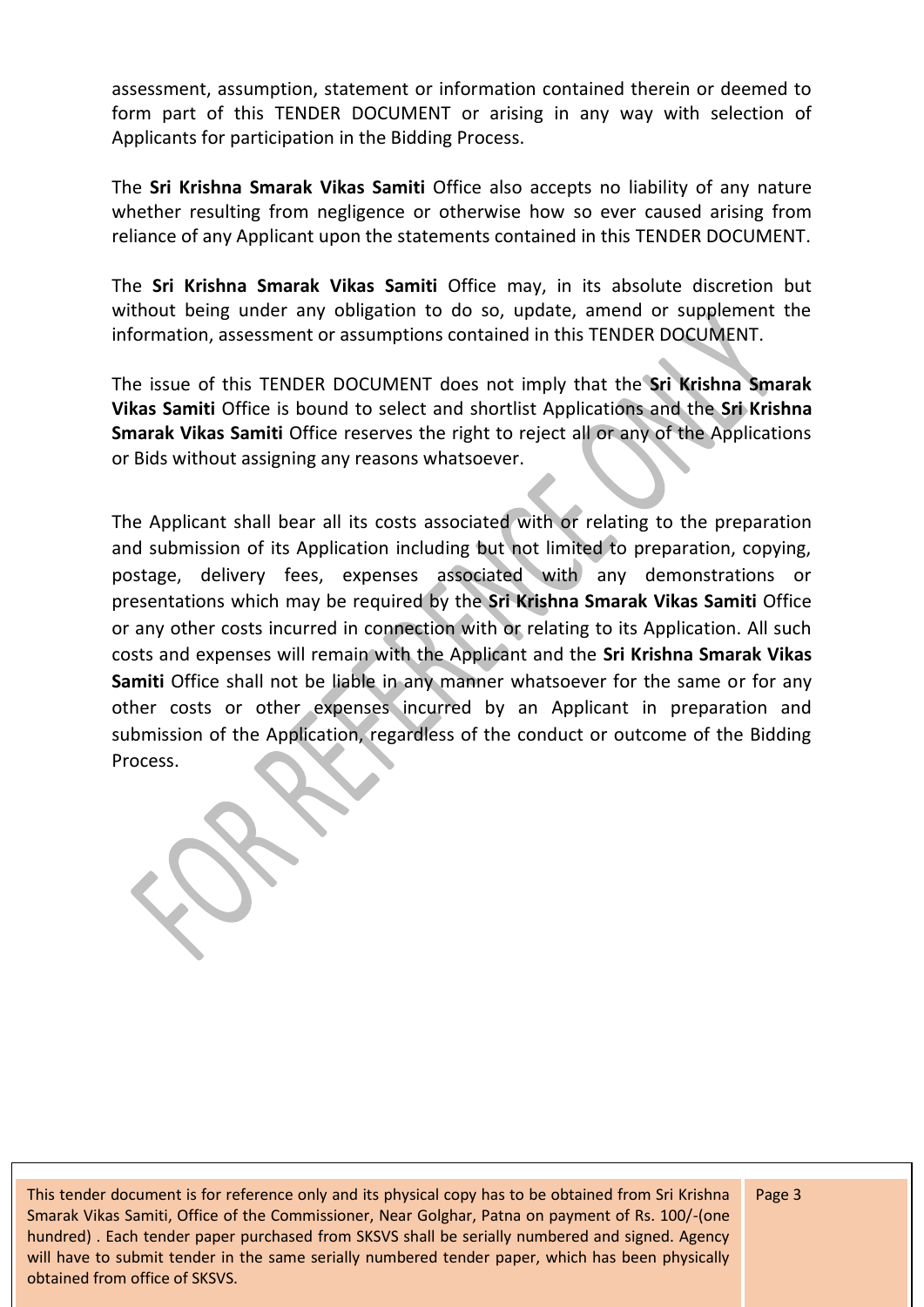assessment, assumption, statement or information contained therein or deemed to form part of this TENDER DOCUMENT or arising in any way with selection of Applicants for participation in the Bidding Process.

The **Sri Krishna Smarak Vikas Samiti** Office also accepts no liability of any nature whether resulting from negligence or otherwise how so ever caused arising from reliance of any Applicant upon the statements contained in this TENDER DOCUMENT.

The **Sri Krishna Smarak Vikas Samiti** Office may, in its absolute discretion but without being under any obligation to do so, update, amend or supplement the information, assessment or assumptions contained in this TENDER DOCUMENT.

The issue of this TENDER DOCUMENT does not imply that the **Sri Krishna Smarak Vikas Samiti** Office is bound to select and shortlist Applications and the **Sri Krishna Smarak Vikas Samiti** Office reserves the right to reject all or any of the Applications or Bids without assigning any reasons whatsoever.

The Applicant shall bear all its costs associated with or relating to the preparation and submission of its Application including but not limited to preparation, copying, postage, delivery fees, expenses associated with any demonstrations or presentations which may be required by the **Sri Krishna Smarak Vikas Samiti** Office or any other costs incurred in connection with or relating to its Application. All such costs and expenses will remain with the Applicant and the **Sri Krishna Smarak Vikas Samiti** Office shall not be liable in any manner whatsoever for the same or for any other costs or other expenses incurred by an Applicant in preparation and submission of the Application, regardless of the conduct or outcome of the Bidding Process.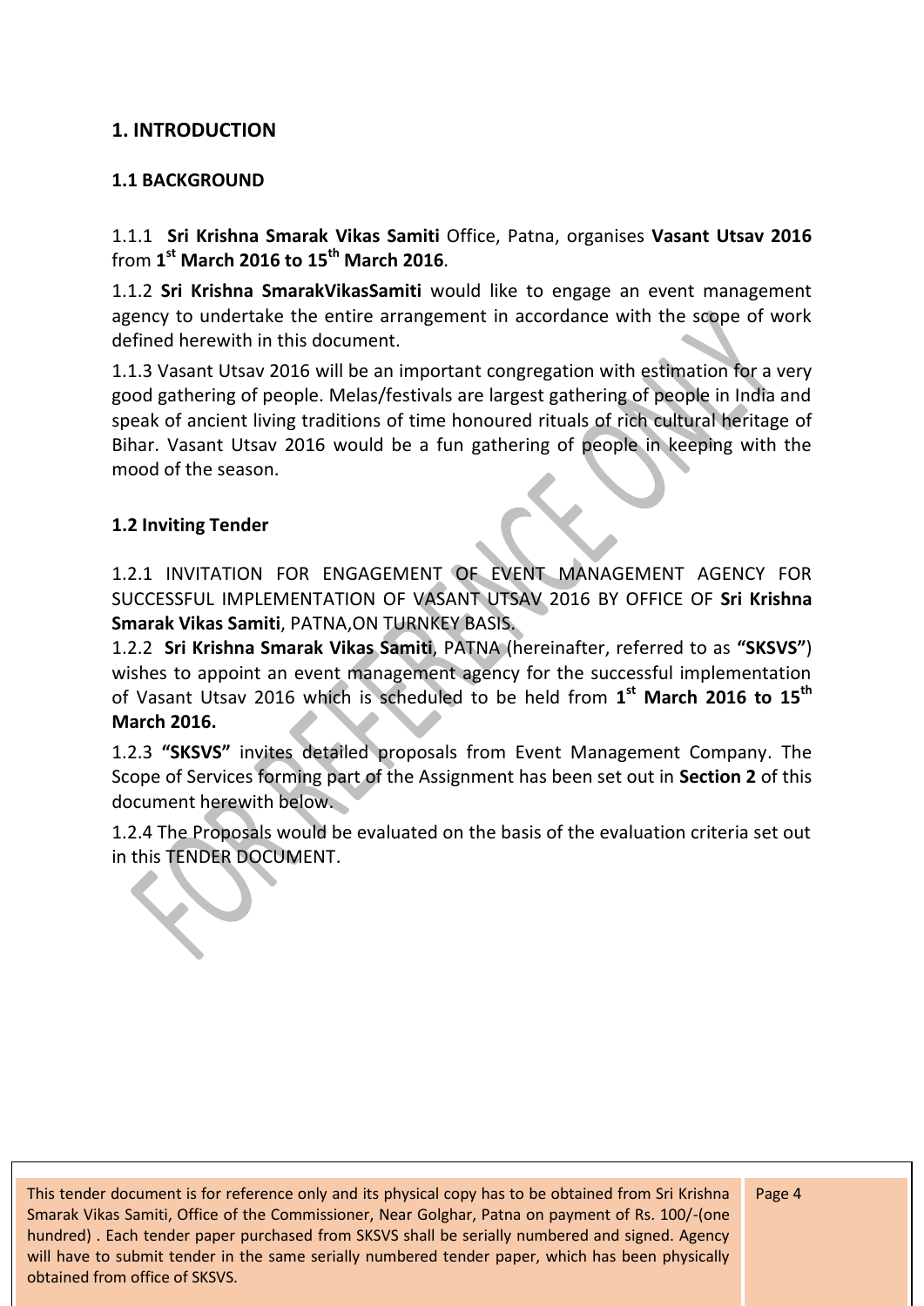## 1. INTRODUCTION

### 1.1 BACKGROUND

1.1.1 **Sri Krishna Smarak Vikas Samiti** Office, Patna, organises **Vasant Utsav 2016** from **1st March 2016 to 15th March 2016**.

1.1.2 **Sri Krishna SmarakVikasSamiti** would like to engage an event management agency to undertake the entire arrangement in accordance with the scope of work defined herewith in this document.

1.1.3 Vasant Utsav 2016 will be an important congregation with estimation for a very good gathering of people. Melas/festivals are largest gathering of people in India and speak of ancient living traditions of time honoured rituals of rich cultural heritage of Bihar. Vasant Utsav 2016 would be a fun gathering of people in keeping with the mood of the season.

### 1.2 Inviting Tender

1.2.1 INVITATION FOR ENGAGEMENT OF EVENT MANAGEMENT AGENCY FOR SUCCESSFUL IMPLEMENTATION OF VASANT UTSAV 2016 BY OFFICE OF **Sri Krishna Smarak Vikas Samiti**, PATNA,ON TURNKEY BASIS.

1.2.2 **Sri Krishna Smarak Vikas Samiti**, PATNA (hereinafter, referred to as **"SKSVS"**) wishes to appoint an event management agency for the successful implementation of Vasant Utsav 2016 which is scheduled to be held from **1st March 2016 to 15th March 2016.**

1.2.3 **"SKSVS"** invites detailed proposals from Event Management Company. The Scope of Services forming part of the Assignment has been set out in **Section 2** of this document herewith below.

1.2.4 The Proposals would be evaluated on the basis of the evaluation criteria set out in this TENDER DOCUMENT.

This tender document is for reference only and its physical copy has to be obtained from Sri Krishna Smarak Vikas Samiti, Office of the Commissioner, Near Golghar, Patna on payment of Rs. 100/-(one hundred) . Each tender paper purchased from SKSVS shall be serially numbered and signed. Agency will have to submit tender in the same serially numbered tender paper, which has been physically obtained from office of SKSVS.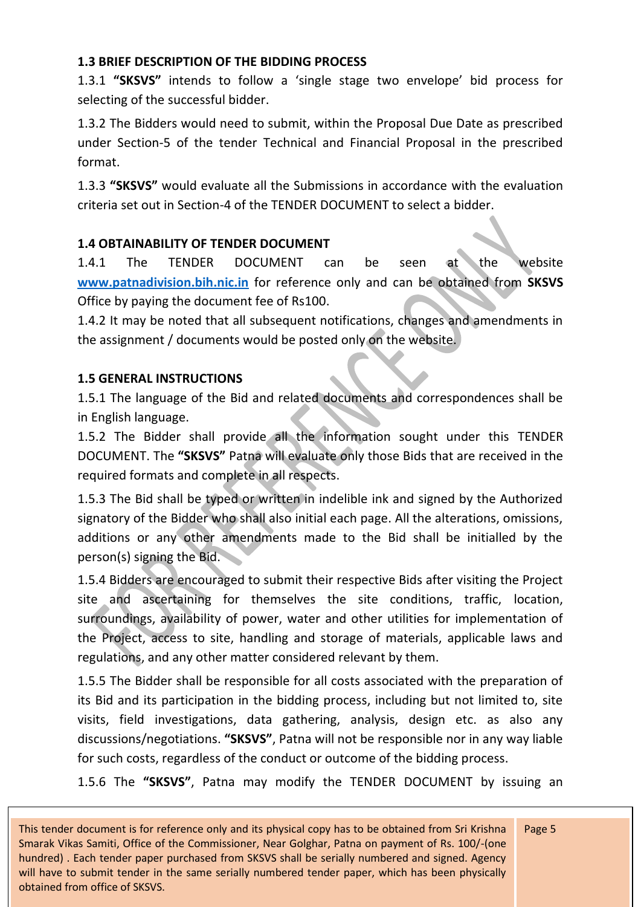### 1.3 BRIEF DESCRIPTION OF THE BIDDING PROCESS

1.3.1 **"SKSVS"** intends to follow a 'single stage two envelope' bid process for selecting of the successful bidder.

1.3.2 The Bidders would need to submit, within the Proposal Due Date as prescribed under Section-5 of the tender Technical and Financial Proposal in the prescribed format.

1.3.3 **"SKSVS"** would evaluate all the Submissions in accordance with the evaluation criteria set out in Section-4 of the TENDER DOCUMENT to select a bidder.

### 1.4 OBTAINABILITY OF TENDER DOCUMENT

1.4.1 The TENDER DOCUMENT can be seen at the website [www.patnadivision.bih.nic.in](http://www.patnadivision.bih.nic.in) for reference only and can be obtained from **SKSVS** Office by paying the document fee of Rs100.

1.4.2 It may be noted that all subsequent notifications, changes and amendments in the assignment / documents would be posted only on the website.

### 1.5 GENERAL INSTRUCTIONS

1.5.1 The language of the Bid and related documents and correspondences shall be in English language.

1.5.2 The Bidder shall provide all the information sought under this TENDER DOCUMENT. The **"SKSVS"** Patna will evaluate only those Bids that are received in the required formats and complete in all respects.

1.5.3 The Bid shall be typed or written in indelible ink and signed by the Authorized signatory of the Bidder who shall also initial each page. All the alterations, omissions, additions or any other amendments made to the Bid shall be initialled by the person(s) signing the Bid.

1.5.4 Bidders are encouraged to submit their respective Bids after visiting the Project site and ascertaining for themselves the site conditions, traffic, location, surroundings, availability of power, water and other utilities for implementation of the Project, access to site, handling and storage of materials, applicable laws and regulations, and any other matter considered relevant by them.

1.5.5 The Bidder shall be responsible for all costs associated with the preparation of its Bid and its participation in the bidding process, including but not limited to, site visits, field investigations, data gathering, analysis, design etc. as also any discussions/negotiations. **"SKSVS"**, Patna will not be responsible nor in any way liable for such costs, regardless of the conduct or outcome of the bidding process.

1.5.6 The **"SKSVS"**, Patna may modify the TENDER DOCUMENT by issuing an

This tender document is for reference only and its physical copy has to be obtained from Sri Krishna Smarak Vikas Samiti, Office of the Commissioner, Near Golghar, Patna on payment of Rs. 100/-(one hundred) . Each tender paper purchased from SKSVS shall be serially numbered and signed. Agency will have to submit tender in the same serially numbered tender paper, which has been physically obtained from office of SKSVS.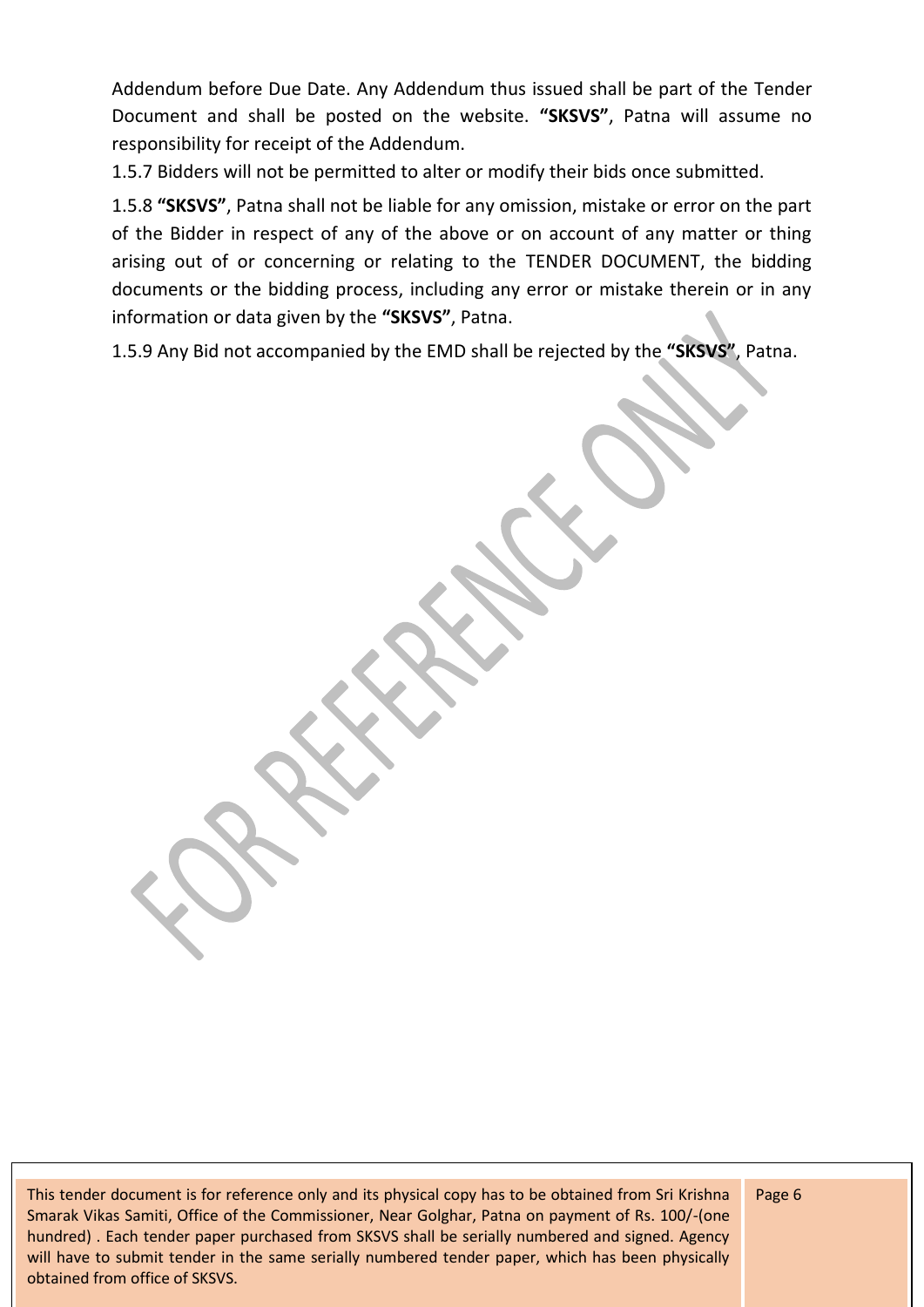Addendum before Due Date. Any Addendum thus issued shall be part of the Tender Document and shall be posted on the website. **"SKSVS"**, Patna will assume no responsibility for receipt of the Addendum.

1.5.7 Bidders will not be permitted to alter or modify their bids once submitted.

1.5.8 **"SKSVS"**, Patna shall not be liable for any omission, mistake or error on the part of the Bidder in respect of any of the above or on account of any matter or thing arising out of or concerning or relating to the TENDER DOCUMENT, the bidding documents or the bidding process, including any error or mistake therein or in any information or data given by the **"SKSVS"**, Patna.

1.5.9 Any Bid not accompanied by the EMD shall be rejected by the **"SKSVS"**, Patna.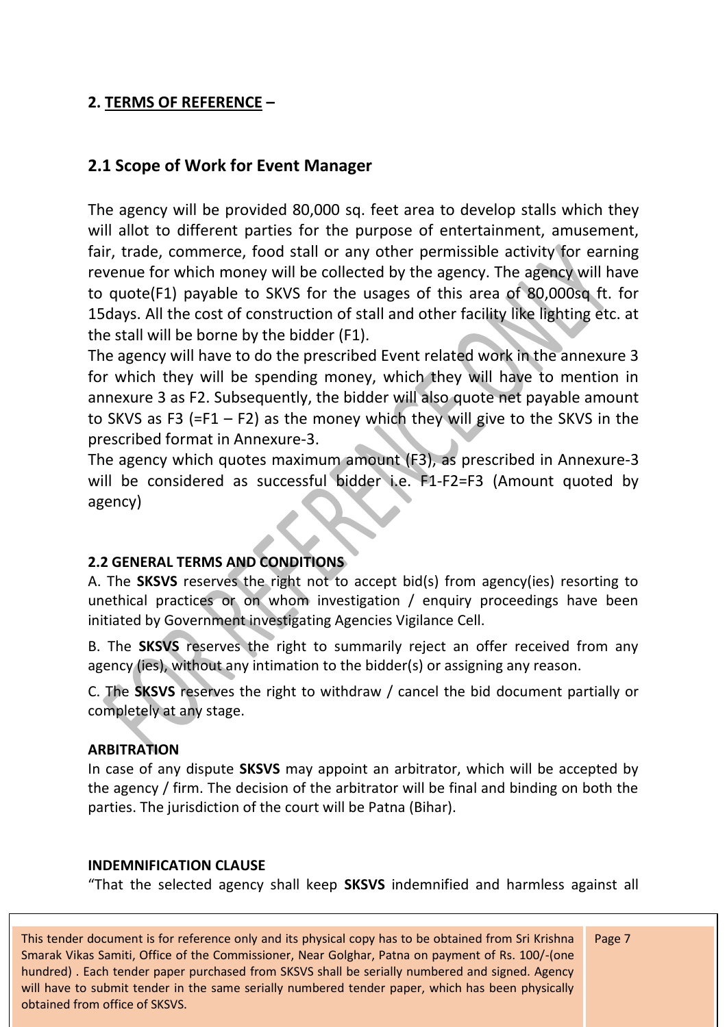## 2. TERMS OF REFERENCE –

## 2.1 Scope of Work for Event Manager

The agency will be provided 80,000 sq. feet area to develop stalls which they will allot to different parties for the purpose of entertainment, amusement, fair, trade, commerce, food stall or any other permissible activity for earning revenue for which money will be collected by the agency. The agency will have to quote(F1) payable to SKVS for the usages of this area of 80,000sq ft. for 15days. All the cost of construction of stall and other facility like lighting etc. at the stall will be borne by the bidder (F1).

The agency will have to do the prescribed Event related work in the annexure 3 for which they will be spending money, which they will have to mention in annexure 3 as F2. Subsequently, the bidder will also quote net payable amount to SKVS as F3 (=F1 – F2) as the money which they will give to the SKVS in the prescribed format in Annexure-3.

The agency which quotes maximum amount (F3), as prescribed in Annexure-3 will be considered as successful bidder i.e. F1-F2=F3 (Amount quoted by agency)

**2.2 GENERAL TERMS AND CONDITIONS**

A. The **SKSVS** reserves the right not to accept bid(s) from agency(ies) resorting to unethical practices or on whom investigation / enquiry proceedings have been initiated by Government investigating Agencies Vigilance Cell.

B. The **SKSVS** reserves the right to summarily reject an offer received from any agency (ies), without any intimation to the bidder(s) or assigning any reason.

C. The **SKSVS** reserves the right to withdraw / cancel the bid document partially or completely at any stage.

**ARBITRATION**

In case of any dispute **SKSVS** may appoint an arbitrator, which will be accepted by the agency / firm. The decision of the arbitrator will be final and binding on both the parties. The jurisdiction of the court will be Patna (Bihar).

**INDEMNIFICATION CLAUSE**

"That the selected agency shall keep **SKSVS** indemnified and harmless against all

This tender document is for reference only and its physical copy has to be obtained from Sri Krishna Smarak Vikas Samiti, Office of the Commissioner, Near Golghar, Patna on payment of Rs. 100/-(one hundred) . Each tender paper purchased from SKSVS shall be serially numbered and signed. Agency will have to submit tender in the same serially numbered tender paper, which has been physically obtained from office of SKSVS.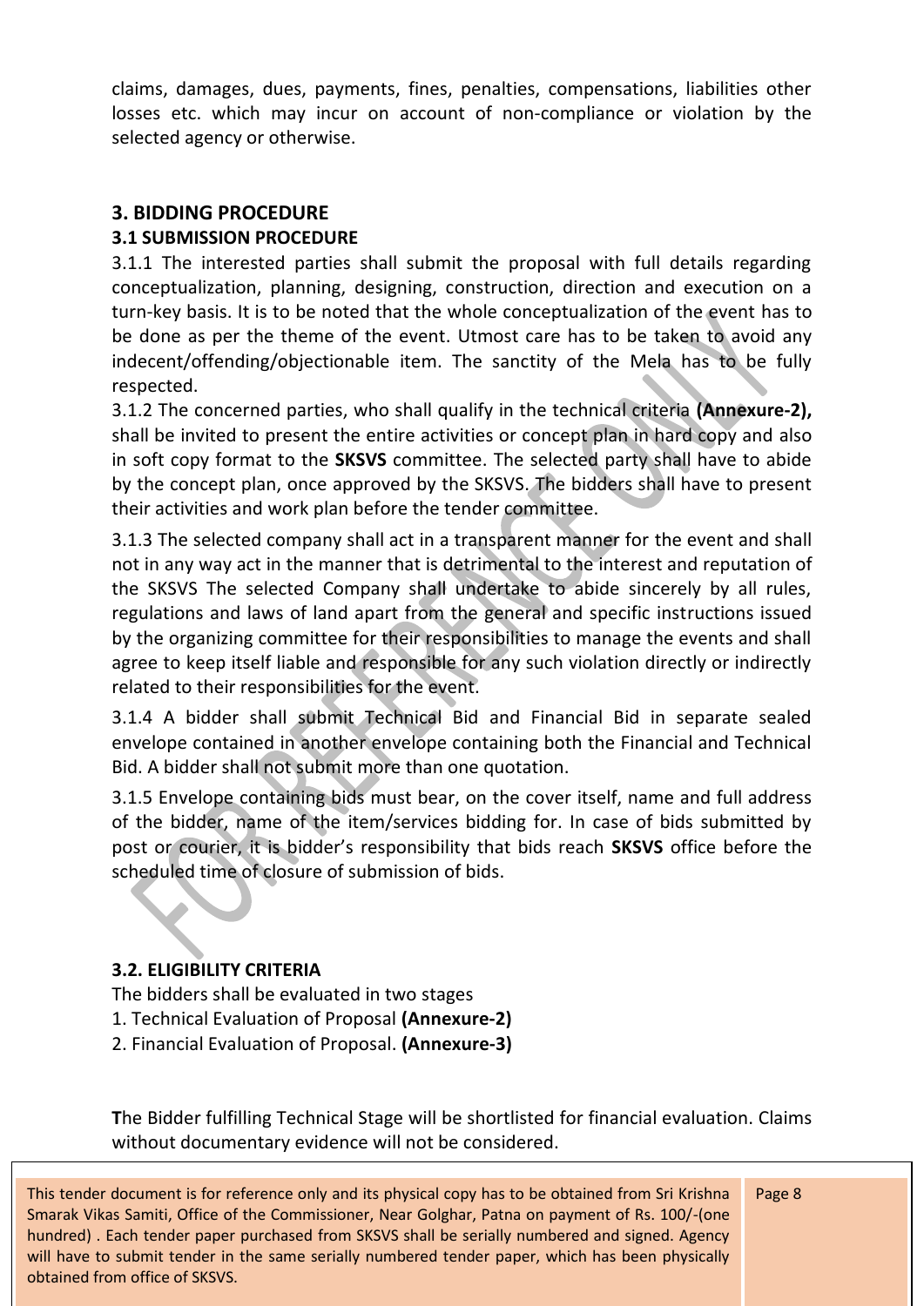claims, damages, dues, payments, fines, penalties, compensations, liabilities other losses etc. which may incur on account of non-compliance or violation by the selected agency or otherwise.

## 3. BIDDING PROCEDURE

### 3.1 SUBMISSION PROCEDURE

3.1.1 The interested parties shall submit the proposal with full details regarding conceptualization, planning, designing, construction, direction and execution on a turn-key basis. It is to be noted that the whole conceptualization of the event has to be done as per the theme of the event. Utmost care has to be taken to avoid any indecent/offending/objectionable item. The sanctity of the Mela has to be fully respected.

3.1.2 The concerned parties, who shall qualify in the technical criteria **(Annexure-2),** shall be invited to present the entire activities or concept plan in hard copy and also in soft copy format to the **SKSVS** committee. The selected party shall have to abide by the concept plan, once approved by the SKSVS. The bidders shall have to present their activities and work plan before the tender committee.

3.1.3 The selected company shall act in a transparent manner for the event and shall not in any way act in the manner that is detrimental to the interest and reputation of the SKSVS The selected Company shall undertake to abide sincerely by all rules, regulations and laws of land apart from the general and specific instructions issued by the organizing committee for their responsibilities to manage the events and shall agree to keep itself liable and responsible for any such violation directly or indirectly related to their responsibilities for the event.

3.1.4 A bidder shall submit Technical Bid and Financial Bid in separate sealed envelope contained in another envelope containing both the Financial and Technical Bid. A bidder shall not submit more than one quotation.

3.1.5 Envelope containing bids must bear, on the cover itself, name and full address of the bidder, name of the item/services bidding for. In case of bids submitted by post or courier, it is bidder's responsibility that bids reach **SKSVS** office before the scheduled time of closure of submission of bids.

### 3.2. ELIGIBILITY CRITERIA

The bidders shall be evaluated in two stages

1. Technical Evaluation of Proposal **(Annexure-2)**
2. Financial Evaluation of Proposal. **(Annexure-3)**

**T**he Bidder fulfilling Technical Stage will be shortlisted for financial evaluation. Claims without documentary evidence will not be considered.

This tender document is for reference only and its physical copy has to be obtained from Sri Krishna Smarak Vikas Samiti, Office of the Commissioner, Near Golghar, Patna on payment of Rs. 100/-(one hundred) . Each tender paper purchased from SKSVS shall be serially numbered and signed. Agency will have to submit tender in the same serially numbered tender paper, which has been physically obtained from office of SKSVS.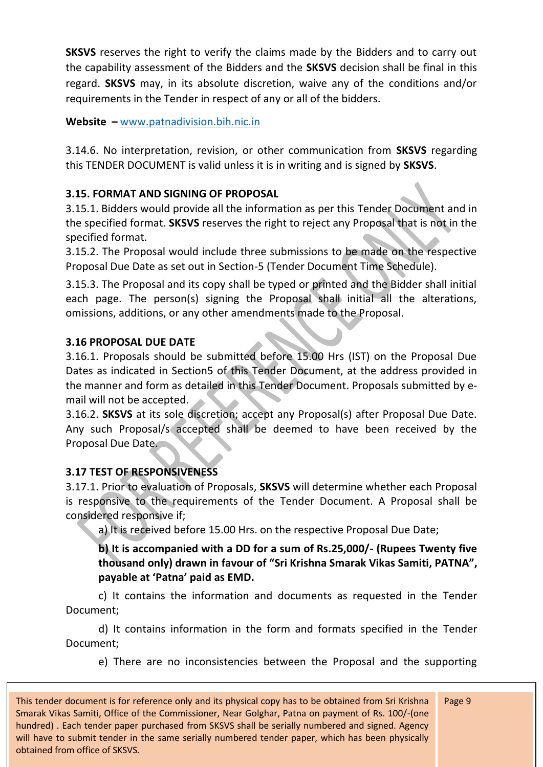**SKSVS** reserves the right to verify the claims made by the Bidders and to carry out the capability assessment of the Bidders and the **SKSVS** decision shall be final in this regard. **SKSVS** may, in its absolute discretion, waive any of the conditions and/or requirements in the Tender in respect of any or all of the bidders.

**Website –** www.patnadivision.bih.nic.in

3.14.6. No interpretation, revision, or other communication from **SKSVS** regarding this TENDER DOCUMENT is valid unless it is in writing and is signed by **SKSVS**.

### 3.15. FORMAT AND SIGNING OF PROPOSAL

3.15.1. Bidders would provide all the information as per this Tender Document and in the specified format. **SKSVS** reserves the right to reject any Proposal that is not in the specified format.

3.15.2. The Proposal would include three submissions to be made on the respective Proposal Due Date as set out in Section-5 (Tender Document Time Schedule).

3.15.3. The Proposal and its copy shall be typed or printed and the Bidder shall initial each page. The person(s) signing the Proposal shall initial all the alterations, omissions, additions, or any other amendments made to the Proposal.

### 3.16 PROPOSAL DUE DATE

3.16.1. Proposals should be submitted before 15.00 Hrs (IST) on the Proposal Due Dates as indicated in Section5 of this Tender Document, at the address provided in the manner and form as detailed in this Tender Document. Proposals submitted by e-mail will not be accepted.

3.16.2. **SKSVS** at its sole discretion; accept any Proposal(s) after Proposal Due Date. Any such Proposal/s accepted shall be deemed to have been received by the Proposal Due Date.

### 3.17 TEST OF RESPONSIVENESS

3.17.1. Prior to evaluation of Proposals, **SKSVS** will determine whether each Proposal is responsive to the requirements of the Tender Document. A Proposal shall be considered responsive if;

a) It is received before 15.00 Hrs. on the respective Proposal Due Date;

**b) It is accompanied with a DD for a sum of Rs.25,000/- (Rupees Twenty five thousand only) drawn in favour of "Sri Krishna Smarak Vikas Samiti, PATNA", payable at 'Patna' paid as EMD.**

c) It contains the information and documents as requested in the Tender Document;

d) It contains information in the form and formats specified in the Tender Document;

e) There are no inconsistencies between the Proposal and the supporting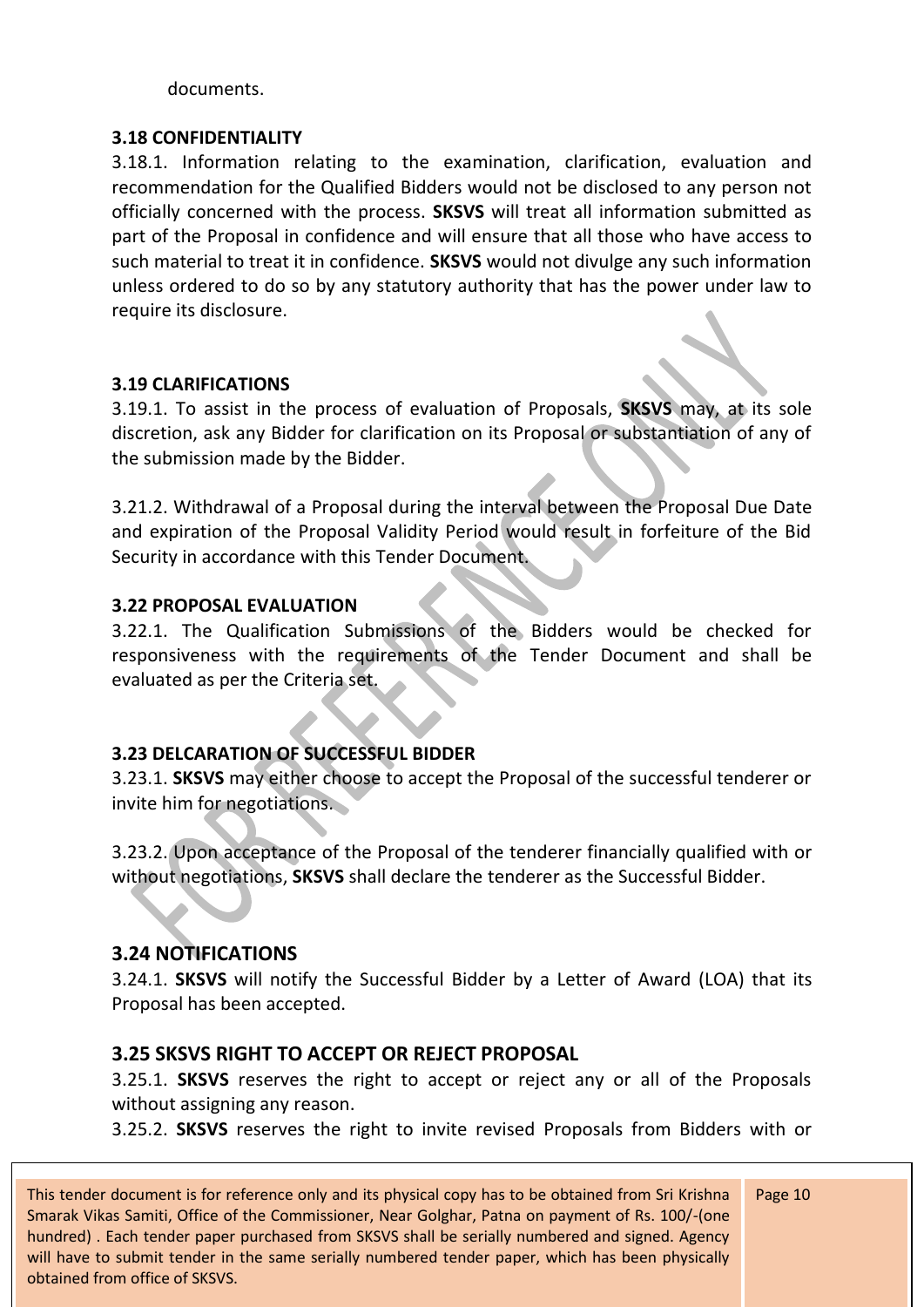documents.

### 3.18 CONFIDENTIALITY

3.18.1. Information relating to the examination, clarification, evaluation and recommendation for the Qualified Bidders would not be disclosed to any person not officially concerned with the process. **SKSVS** will treat all information submitted as part of the Proposal in confidence and will ensure that all those who have access to such material to treat it in confidence. **SKSVS** would not divulge any such information unless ordered to do so by any statutory authority that has the power under law to require its disclosure.

### 3.19 CLARIFICATIONS

3.19.1. To assist in the process of evaluation of Proposals, **SKSVS** may, at its sole discretion, ask any Bidder for clarification on its Proposal or substantiation of any of the submission made by the Bidder.

3.21.2. Withdrawal of a Proposal during the interval between the Proposal Due Date and expiration of the Proposal Validity Period would result in forfeiture of the Bid Security in accordance with this Tender Document.

### 3.22 PROPOSAL EVALUATION

3.22.1. The Qualification Submissions of the Bidders would be checked for responsiveness with the requirements of the Tender Document and shall be evaluated as per the Criteria set.

### 3.23 DELCARATION OF SUCCESSFUL BIDDER

3.23.1. **SKSVS** may either choose to accept the Proposal of the successful tenderer or invite him for negotiations.

3.23.2. Upon acceptance of the Proposal of the tenderer financially qualified with or without negotiations, **SKSVS** shall declare the tenderer as the Successful Bidder.

### 3.24 NOTIFICATIONS

3.24.1. **SKSVS** will notify the Successful Bidder by a Letter of Award (LOA) that its Proposal has been accepted.

### 3.25 SKSVS RIGHT TO ACCEPT OR REJECT PROPOSAL

3.25.1. **SKSVS** reserves the right to accept or reject any or all of the Proposals without assigning any reason.

3.25.2. **SKSVS** reserves the right to invite revised Proposals from Bidders with or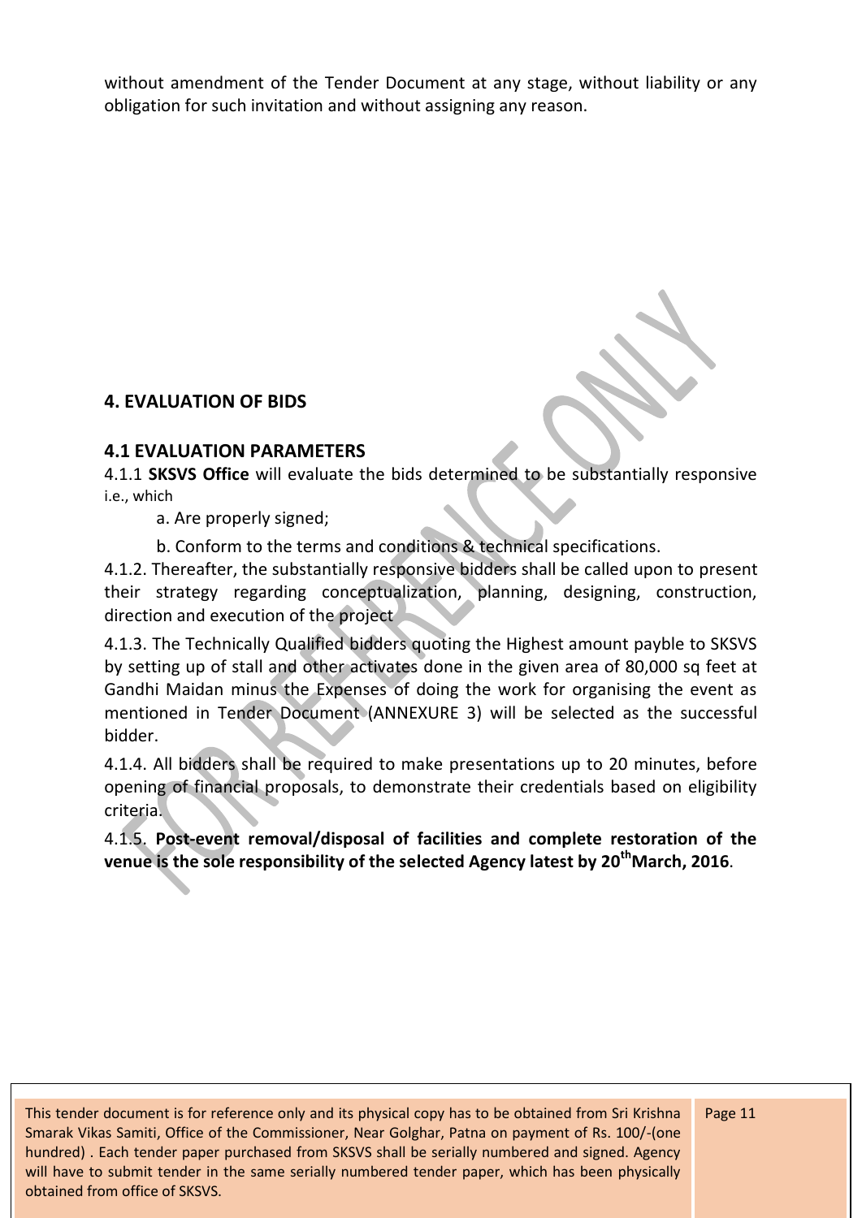without amendment of the Tender Document at any stage, without liability or any obligation for such invitation and without assigning any reason.

## 4. EVALUATION OF BIDS

### 4.1 EVALUATION PARAMETERS

4.1.1 **SKSVS Office** will evaluate the bids determined to be substantially responsive i.e., which

a. Are properly signed;

b. Conform to the terms and conditions & technical specifications.

4.1.2. Thereafter, the substantially responsive bidders shall be called upon to present their strategy regarding conceptualization, planning, designing, construction, direction and execution of the project

4.1.3. The Technically Qualified bidders quoting the Highest amount payble to SKSVS by setting up of stall and other activates done in the given area of 80,000 sq feet at Gandhi Maidan minus the Expenses of doing the work for organising the event as mentioned in Tender Document (ANNEXURE 3) will be selected as the successful bidder.

4.1.4. All bidders shall be required to make presentations up to 20 minutes, before opening of financial proposals, to demonstrate their credentials based on eligibility criteria.

4.1.5. **Post-event removal/disposal of facilities and complete restoration of the venue is the sole responsibility of the selected Agency latest by 20th March, 2016**.

This tender document is for reference only and its physical copy has to be obtained from Sri Krishna Smarak Vikas Samiti, Office of the Commissioner, Near Golghar, Patna on payment of Rs. 100/-(one hundred) . Each tender paper purchased from SKSVS shall be serially numbered and signed. Agency will have to submit tender in the same serially numbered tender paper, which has been physically obtained from office of SKSVS.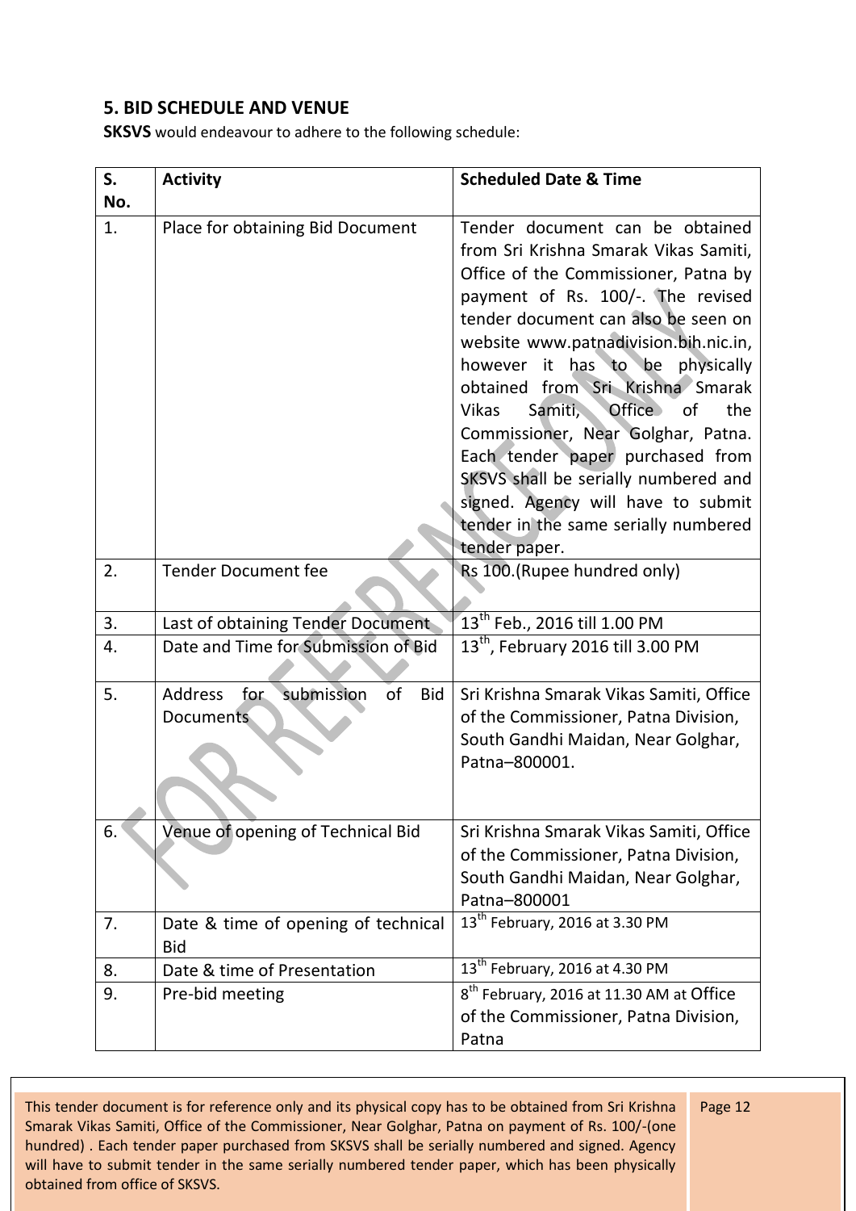## 5. BID SCHEDULE AND VENUE

**SKSVS** would endeavour to adhere to the following schedule:

| S. No. | Activity | Scheduled Date & Time |
|---|---|---|
| 1. | Place for obtaining Bid Document | Tender document can be obtained from Sri Krishna Smarak Vikas Samiti, Office of the Commissioner, Patna by payment of Rs. 100/-. The revised tender document can also be seen on website www.patnadivision.bih.nic.in, however it has to be physically obtained from Sri Krishna Smarak Vikas Samiti, Office of the Commissioner, Near Golghar, Patna. Each tender paper purchased from SKSVS shall be serially numbered and signed. Agency will have to submit tender in the same serially numbered tender paper. |
| 2. | Tender Document fee | Rs 100.(Rupee hundred only) |
| 3. | Last of obtaining Tender Document | 13th Feb., 2016 till 1.00 PM |
| 4. | Date and Time for Submission of Bid | 13th, February 2016 till 3.00 PM |
| 5. | Address for submission of Bid Documents | Sri Krishna Smarak Vikas Samiti, Office of the Commissioner, Patna Division, South Gandhi Maidan, Near Golghar, Patna–800001. |
| 6. | Venue of opening of Technical Bid | Sri Krishna Smarak Vikas Samiti, Office of the Commissioner, Patna Division, South Gandhi Maidan, Near Golghar, Patna–800001 |
| 7. | Date & time of opening of technical Bid | 13th February, 2016 at 3.30 PM |
| 8. | Date & time of Presentation | 13th February, 2016 at 4.30 PM |
| 9. | Pre-bid meeting | 8th February, 2016 at 11.30 AM at Office of the Commissioner, Patna Division, Patna |

This tender document is for reference only and its physical copy has to be obtained from Sri Krishna Smarak Vikas Samiti, Office of the Commissioner, Near Golghar, Patna on payment of Rs. 100/-(one hundred) . Each tender paper purchased from SKSVS shall be serially numbered and signed. Agency will have to submit tender in the same serially numbered tender paper, which has been physically obtained from office of SKSVS.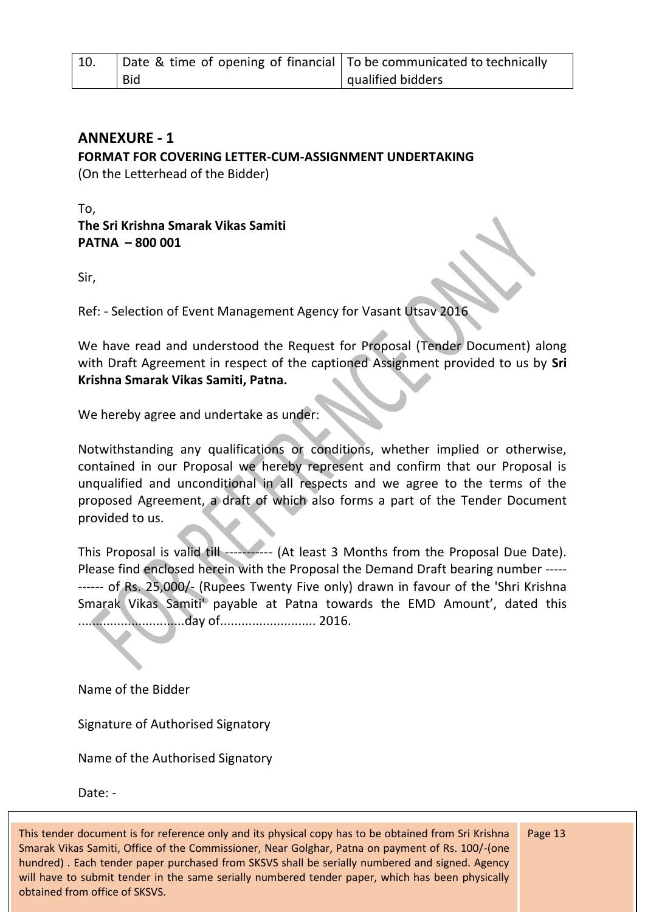| 10. | Date & time of opening of financial Bid | To be communicated to technically qualified bidders |
|---|---|---|

## ANNEXURE - 1

**FORMAT FOR COVERING LETTER-CUM-ASSIGNMENT UNDERTAKING**

(On the Letterhead of the Bidder)

To,

**The Sri Krishna Smarak Vikas Samiti**
**PATNA – 800 001**

Sir,

Ref: - Selection of Event Management Agency for Vasant Utsav 2016

We have read and understood the Request for Proposal (Tender Document) along with Draft Agreement in respect of the captioned Assignment provided to us by **Sri Krishna Smarak Vikas Samiti, Patna.**

We hereby agree and undertake as under:

Notwithstanding any qualifications or conditions, whether implied or otherwise, contained in our Proposal we hereby represent and confirm that our Proposal is unqualified and unconditional in all respects and we agree to the terms of the proposed Agreement, a draft of which also forms a part of the Tender Document provided to us.

This Proposal is valid till ----------- (At least 3 Months from the Proposal Due Date). Please find enclosed herein with the Proposal the Demand Draft bearing number ----------- of Rs. 25,000/- (Rupees Twenty Five only) drawn in favour of the 'Shri Krishna Smarak Vikas Samiti' payable at Patna towards the EMD Amount', dated this ..............................day of........................... 2016.

Name of the Bidder

Signature of Authorised Signatory

Name of the Authorised Signatory

Date: -

This tender document is for reference only and its physical copy has to be obtained from Sri Krishna Smarak Vikas Samiti, Office of the Commissioner, Near Golghar, Patna on payment of Rs. 100/-(one hundred) . Each tender paper purchased from SKSVS shall be serially numbered and signed. Agency will have to submit tender in the same serially numbered tender paper, which has been physically obtained from office of SKSVS.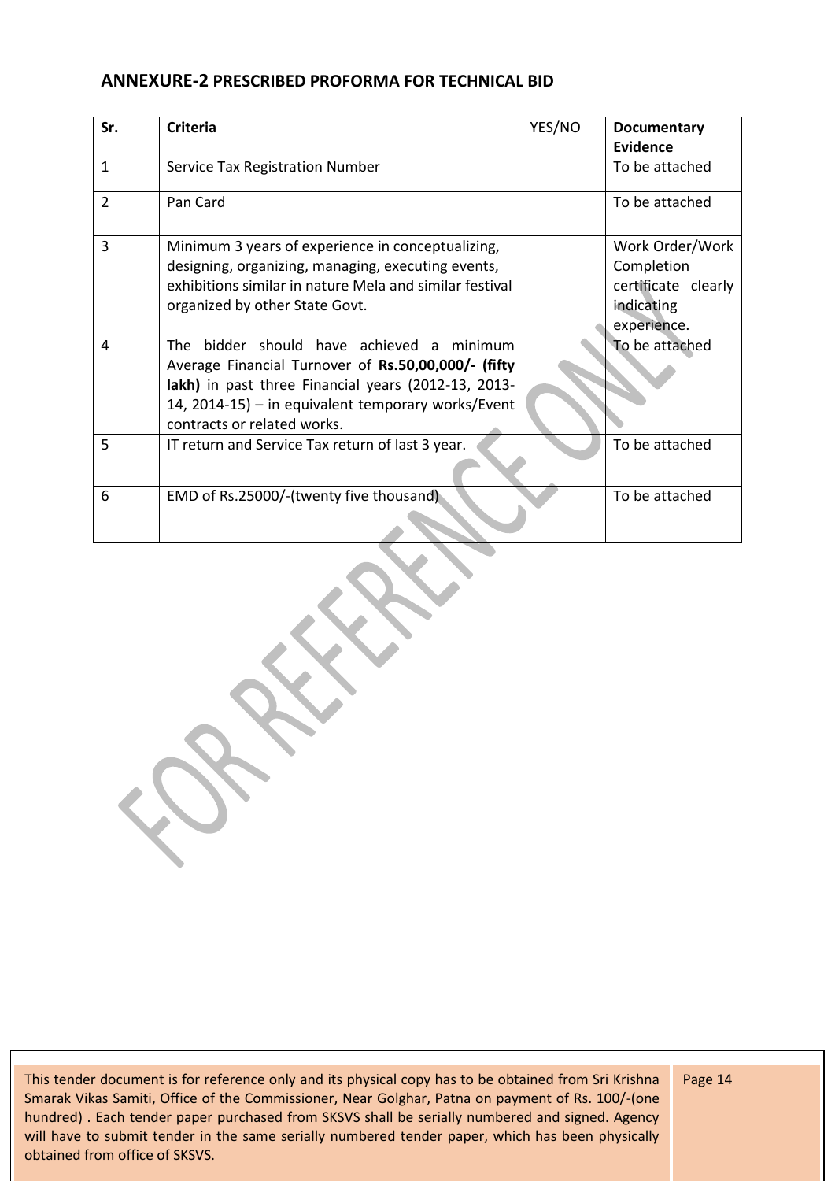## ANNEXURE-2 PRESCRIBED PROFORMA FOR TECHNICAL BID

| Sr. | Criteria | YES/NO | Documentary Evidence |
|---|---|---|---|
| 1 | Service Tax Registration Number | | To be attached |
| 2 | Pan Card | | To be attached |
| 3 | Minimum 3 years of experience in conceptualizing, designing, organizing, managing, executing events, exhibitions similar in nature Mela and similar festival organized by other State Govt. | | Work Order/Work Completion certificate clearly indicating experience. |
| 4 | The bidder should have achieved a minimum Average Financial Turnover of **Rs.50,00,000/- (fifty lakh)** in past three Financial years (2012-13, 2013-14, 2014-15) – in equivalent temporary works/Event contracts or related works. | | To be attached |
| 5 | IT return and Service Tax return of last 3 year. | | To be attached |
| 6 | EMD of Rs.25000/-(twenty five thousand) | | To be attached |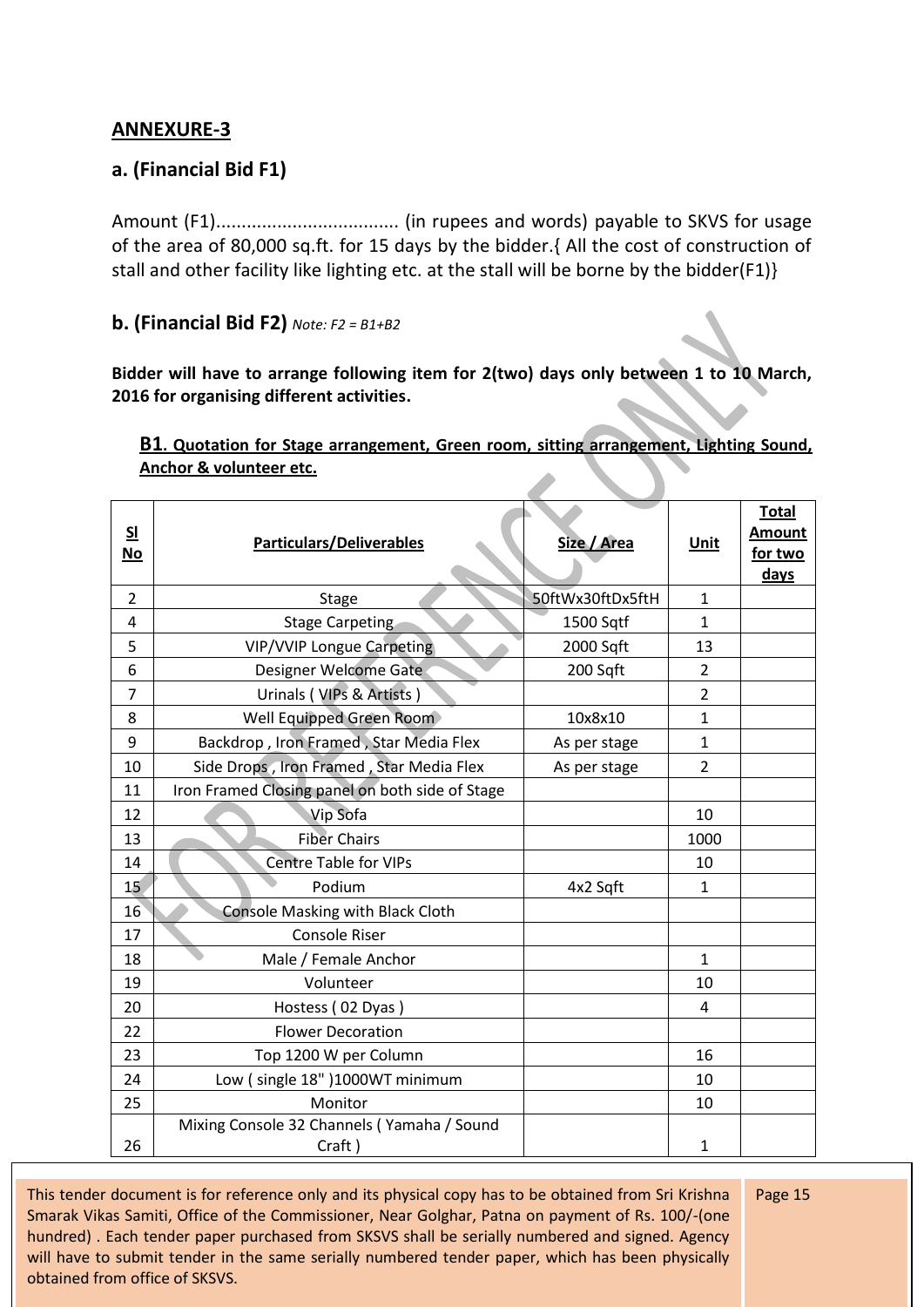## ANNEXURE-3

### a. (Financial Bid F1)

Amount (F1)................................... (in rupees and words) payable to SKVS for usage of the area of 80,000 sq.ft. for 15 days by the bidder.{ All the cost of construction of stall and other facility like lighting etc. at the stall will be borne by the bidder(F1)}

### b. (Financial Bid F2) *Note: F2 = B1+B2*

**Bidder will have to arrange following item for 2(two) days only between 1 to 10 March, 2016 for organising different activities.**

**B1. Quotation for Stage arrangement, Green room, sitting arrangement, Lighting Sound, Anchor & volunteer etc.**

| Sl No | Particulars/Deliverables | Size / Area | Unit | Total Amount for two days |
|---|---|---|---|---|
| 2 | Stage | 50ftWx30ftDx5ftH | 1 | |
| 4 | Stage Carpeting | 1500 Sqtf | 1 | |
| 5 | VIP/VVIP Longue Carpeting | 2000 Sqft | 13 | |
| 6 | Designer Welcome Gate | 200 Sqft | 2 | |
| 7 | Urinals ( VIPs & Artists ) | | 2 | |
| 8 | Well Equipped Green Room | 10x8x10 | 1 | |
| 9 | Backdrop , Iron Framed , Star Media Flex | As per stage | 1 | |
| 10 | Side Drops , Iron Framed , Star Media Flex | As per stage | 2 | |
| 11 | Iron Framed Closing panel on both side of Stage | | | |
| 12 | Vip Sofa | | 10 | |
| 13 | Fiber Chairs | | 1000 | |
| 14 | Centre Table for VIPs | | 10 | |
| 15 | Podium | 4x2 Sqft | 1 | |
| 16 | Console Masking with Black Cloth | | | |
| 17 | Console Riser | | | |
| 18 | Male / Female Anchor | | 1 | |
| 19 | Volunteer | | 10 | |
| 20 | Hostess ( 02 Dyas ) | | 4 | |
| 22 | Flower Decoration | | | |
| 23 | Top 1200 W per Column | | 16 | |
| 24 | Low ( single 18" )1000WT minimum | | 10 | |
| 25 | Monitor | | 10 | |
| 26 | Mixing Console 32 Channels ( Yamaha / Sound Craft ) | | 1 | |

This tender document is for reference only and its physical copy has to be obtained from Sri Krishna Smarak Vikas Samiti, Office of the Commissioner, Near Golghar, Patna on payment of Rs. 100/-(one hundred) . Each tender paper purchased from SKSVS shall be serially numbered and signed. Agency will have to submit tender in the same serially numbered tender paper, which has been physically obtained from office of SKSVS.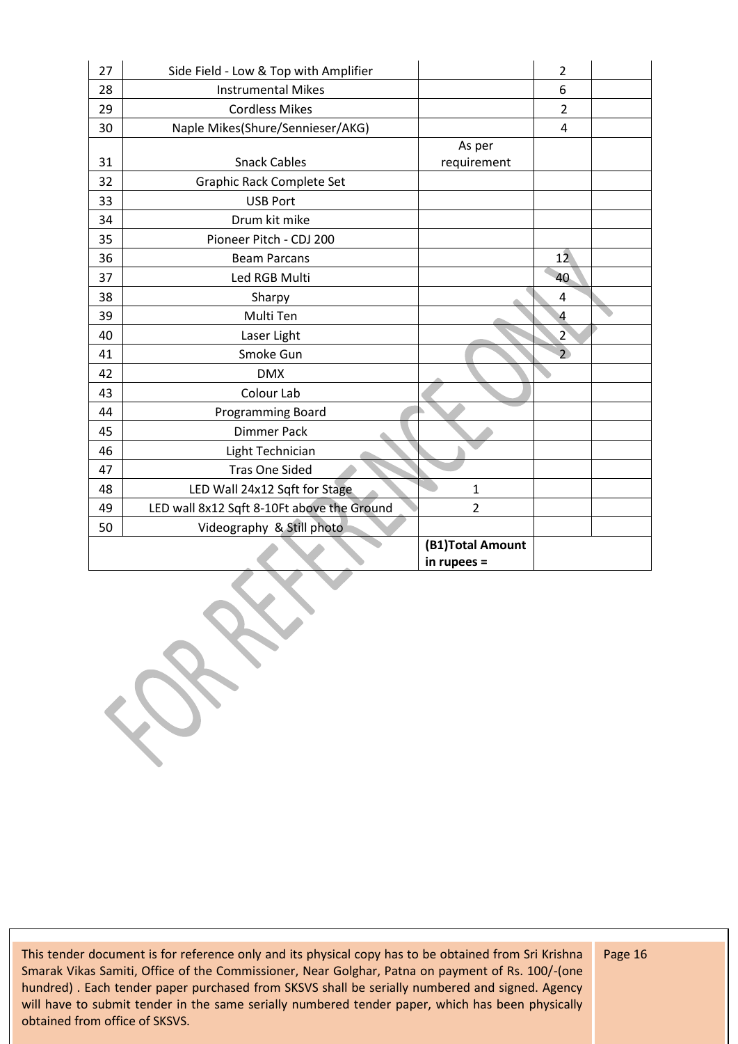| 27 | Side Field - Low & Top with Amplifier | | 2 | |
|---|---|---|---|---|
| 28 | Instrumental Mikes | | 6 | |
| 29 | Cordless Mikes | | 2 | |
| 30 | Naple Mikes(Shure/Sennieser/AKG) | | 4 | |
| 31 | Snack Cables | As per requirement | | |
| 32 | Graphic Rack Complete Set | | | |
| 33 | USB Port | | | |
| 34 | Drum kit mike | | | |
| 35 | Pioneer Pitch - CDJ 200 | | | |
| 36 | Beam Parcans | | 12 | |
| 37 | Led RGB Multi | | 40 | |
| 38 | Sharpy | | 4 | |
| 39 | Multi Ten | | 4 | |
| 40 | Laser Light | | 2 | |
| 41 | Smoke Gun | | 2 | |
| 42 | DMX | | | |
| 43 | Colour Lab | | | |
| 44 | Programming Board | | | |
| 45 | Dimmer Pack | | | |
| 46 | Light Technician | | | |
| 47 | Tras One Sided | | | |
| 48 | LED Wall 24x12 Sqft for Stage | 1 | | |
| 49 | LED wall 8x12 Sqft 8-10Ft above the Ground | 2 | | |
| 50 | Videography & Still photo | | | |
| | | **(B1)Total Amount in rupees =** | | |

This tender document is for reference only and its physical copy has to be obtained from Sri Krishna Smarak Vikas Samiti, Office of the Commissioner, Near Golghar, Patna on payment of Rs. 100/-(one hundred) . Each tender paper purchased from SKSVS shall be serially numbered and signed. Agency will have to submit tender in the same serially numbered tender paper, which has been physically obtained from office of SKSVS.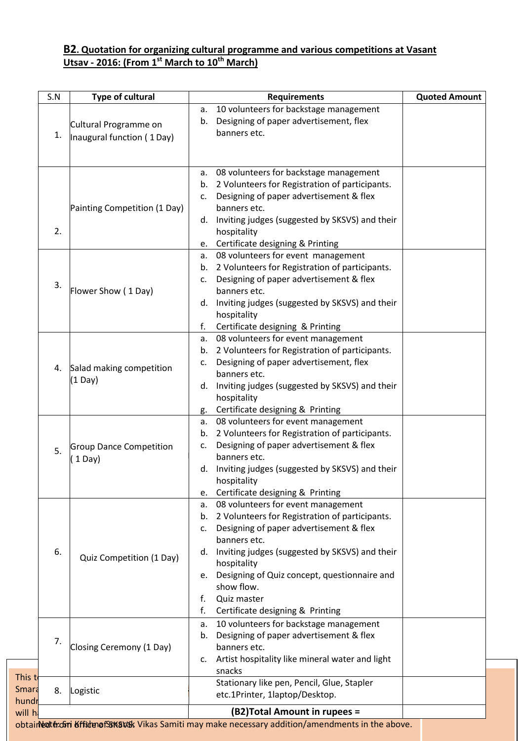**B2. Quotation for organizing cultural programme and various competitions at Vasant Utsav - 2016: (From 1st March to 10th March)**

| S.N | Type of cultural | Requirements | Quoted Amount |
|---|---|---|---|
| 1. | Cultural Programme on Inaugural function ( 1 Day) | a. 10 volunteers for backstage management<br>b. Designing of paper advertisement, flex banners etc. | |
| 2. | Painting Competition (1 Day) | a. 08 volunteers for backstage management<br>b. 2 Volunteers for Registration of participants.<br>c. Designing of paper advertisement & flex banners etc.<br>d. Inviting judges (suggested by SKSVS) and their hospitality<br>e. Certificate designing & Printing | |
| 3. | Flower Show ( 1 Day) | a. 08 volunteers for event management<br>b. 2 Volunteers for Registration of participants.<br>c. Designing of paper advertisement & flex banners etc.<br>d. Inviting judges (suggested by SKSVS) and their hospitality<br>f. Certificate designing & Printing | |
| 4. | Salad making competition (1 Day) | a. 08 volunteers for event management<br>b. 2 Volunteers for Registration of participants.<br>c. Designing of paper advertisement, flex banners etc.<br>d. Inviting judges (suggested by SKSVS) and their hospitality<br>g. Certificate designing & Printing | |
| 5. | Group Dance Competition ( 1 Day) | a. 08 volunteers for event management<br>b. 2 Volunteers for Registration of participants.<br>c. Designing of paper advertisement & flex banners etc.<br>d. Inviting judges (suggested by SKSVS) and their hospitality<br>e. Certificate designing & Printing | |
| 6. | Quiz Competition (1 Day) | a. 08 volunteers for event management<br>b. 2 Volunteers for Registration of participants.<br>c. Designing of paper advertisement & flex banners etc.<br>d. Inviting judges (suggested by SKSVS) and their hospitality<br>e. Designing of Quiz concept, questionnaire and show flow.<br>f. Quiz master<br>f. Certificate designing & Printing | |
| 7. | Closing Ceremony (1 Day) | a. 10 volunteers for backstage management<br>b. Designing of paper advertisement & flex banners etc.<br>c. Artist hospitality like mineral water and light snacks | |
| 8. | Logistic | Stationary like pen, Pencil, Glue, Stapler etc.1Printer, 1laptop/Desktop. | |
| | | **(B2)Total Amount in rupees =** | |

Note: Sri Krishna Smarak Vikas Samiti may make necessary addition/amendments in the above.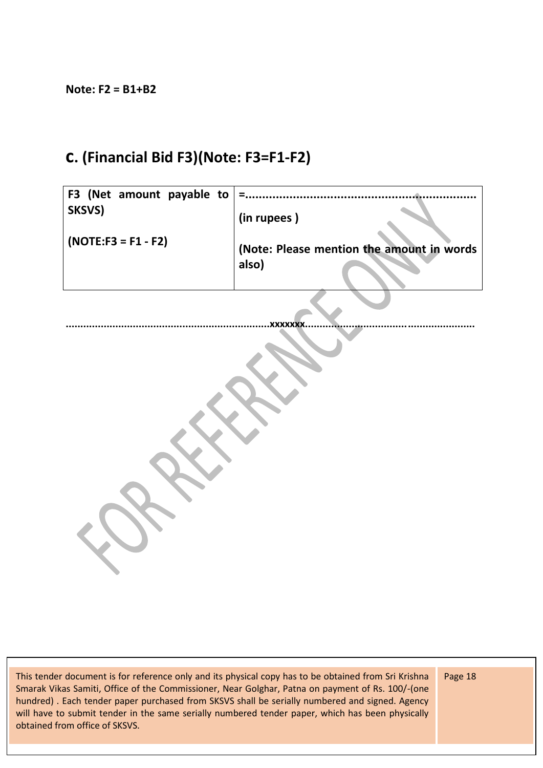**Note: F2 = B1+B2**

## c. (Financial Bid F3)(Note: F3=F1-F2)

| | |
|---|---|
| **F3 (Net amount payable to SKSVS)**<br><br>**(NOTE:F3 = F1 - F2)** | **=..................................................................**<br><br>**(in rupees )**<br><br>**(Note: Please mention the amount in words also)** |

**...................................................................xxxxxxx............................................................**

This tender document is for reference only and its physical copy has to be obtained from Sri Krishna Smarak Vikas Samiti, Office of the Commissioner, Near Golghar, Patna on payment of Rs. 100/-(one hundred) . Each tender paper purchased from SKSVS shall be serially numbered and signed. Agency will have to submit tender in the same serially numbered tender paper, which has been physically obtained from office of SKSVS.